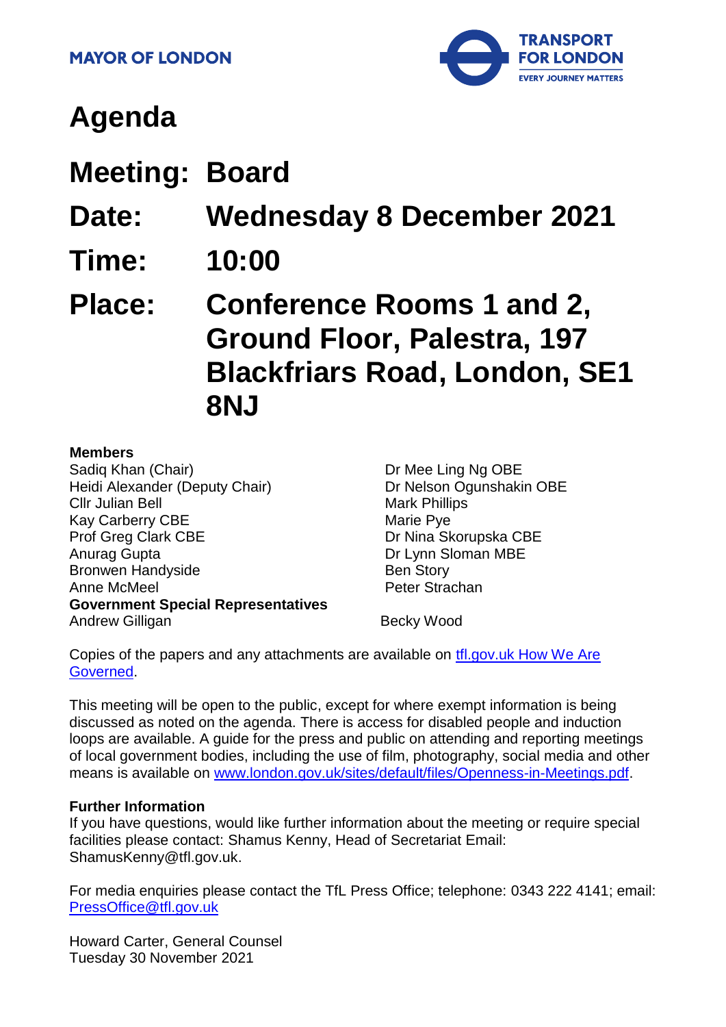MAYOR OF LONDON

TRANSPORT FOR LONDON
EVERY JOURNEY MATTERS

# Agenda

## Meeting: Board

## Date: Wednesday 8 December 2021

## Time: 10:00

## Place: Conference Rooms 1 and 2, Ground Floor, Palestra, 197 Blackfriars Road, London, SE1 8NJ

**Members**

Sadiq Khan (Chair)
Heidi Alexander (Deputy Chair)
Cllr Julian Bell
Kay Carberry CBE
Prof Greg Clark CBE
Anurag Gupta
Bronwen Handyside
Anne McMeel
Dr Mee Ling Ng OBE
Dr Nelson Ogunshakin OBE
Mark Phillips
Marie Pye
Dr Nina Skorupska CBE
Dr Lynn Sloman MBE
Ben Story
Peter Strachan

**Government Special Representatives**

Andrew Gilligan
Becky Wood

Copies of the papers and any attachments are available on [tfl.gov.uk How We Are Governed](tfl.gov.uk How We Are Governed).

This meeting will be open to the public, except for where exempt information is being discussed as noted on the agenda. There is access for disabled people and induction loops are available. A guide for the press and public on attending and reporting meetings of local government bodies, including the use of film, photography, social media and other means is available on www.london.gov.uk/sites/default/files/Openness-in-Meetings.pdf.

**Further Information**

If you have questions, would like further information about the meeting or require special facilities please contact: Shamus Kenny, Head of Secretariat Email: ShamusKenny@tfl.gov.uk.

For media enquiries please contact the TfL Press Office; telephone: 0343 222 4141; email: PressOffice@tfl.gov.uk

Howard Carter, General Counsel
Tuesday 30 November 2021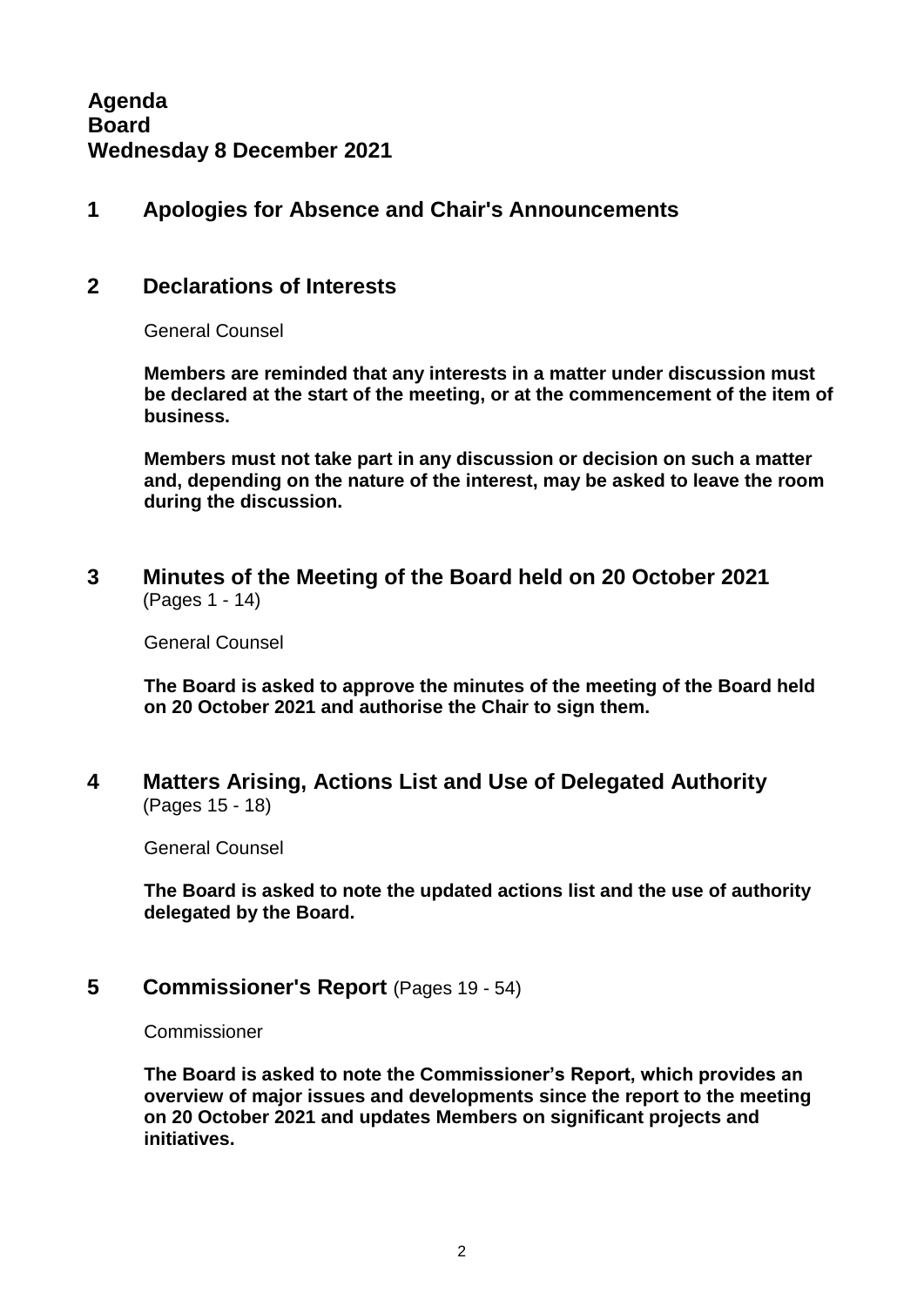**Agenda**
**Board**
**Wednesday 8 December 2021**

## 1 Apologies for Absence and Chair's Announcements

## 2 Declarations of Interests

General Counsel

**Members are reminded that any interests in a matter under discussion must be declared at the start of the meeting, or at the commencement of the item of business.**

**Members must not take part in any discussion or decision on such a matter and, depending on the nature of the interest, may be asked to leave the room during the discussion.**

## 3 Minutes of the Meeting of the Board held on 20 October 2021

(Pages 1 - 14)

General Counsel

**The Board is asked to approve the minutes of the meeting of the Board held on 20 October 2021 and authorise the Chair to sign them.**

## 4 Matters Arising, Actions List and Use of Delegated Authority

(Pages 15 - 18)

General Counsel

**The Board is asked to note the updated actions list and the use of authority delegated by the Board.**

## 5 Commissioner's Report (Pages 19 - 54)

Commissioner

**The Board is asked to note the Commissioner's Report, which provides an overview of major issues and developments since the report to the meeting on 20 October 2021 and updates Members on significant projects and initiatives.**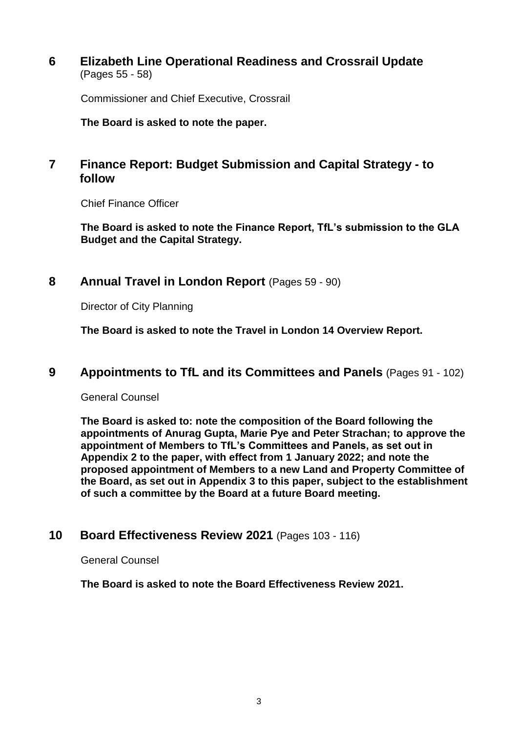## 6 Elizabeth Line Operational Readiness and Crossrail Update
(Pages 55 - 58)

Commissioner and Chief Executive, Crossrail

**The Board is asked to note the paper.**

## 7 Finance Report: Budget Submission and Capital Strategy - to follow

Chief Finance Officer

**The Board is asked to note the Finance Report, TfL's submission to the GLA Budget and the Capital Strategy.**

## 8 Annual Travel in London Report (Pages 59 - 90)

Director of City Planning

**The Board is asked to note the Travel in London 14 Overview Report.**

## 9 Appointments to TfL and its Committees and Panels (Pages 91 - 102)

General Counsel

**The Board is asked to: note the composition of the Board following the appointments of Anurag Gupta, Marie Pye and Peter Strachan; to approve the appointment of Members to TfL's Committees and Panels, as set out in Appendix 2 to the paper, with effect from 1 January 2022; and note the proposed appointment of Members to a new Land and Property Committee of the Board, as set out in Appendix 3 to this paper, subject to the establishment of such a committee by the Board at a future Board meeting.**

## 10 Board Effectiveness Review 2021 (Pages 103 - 116)

General Counsel

**The Board is asked to note the Board Effectiveness Review 2021.**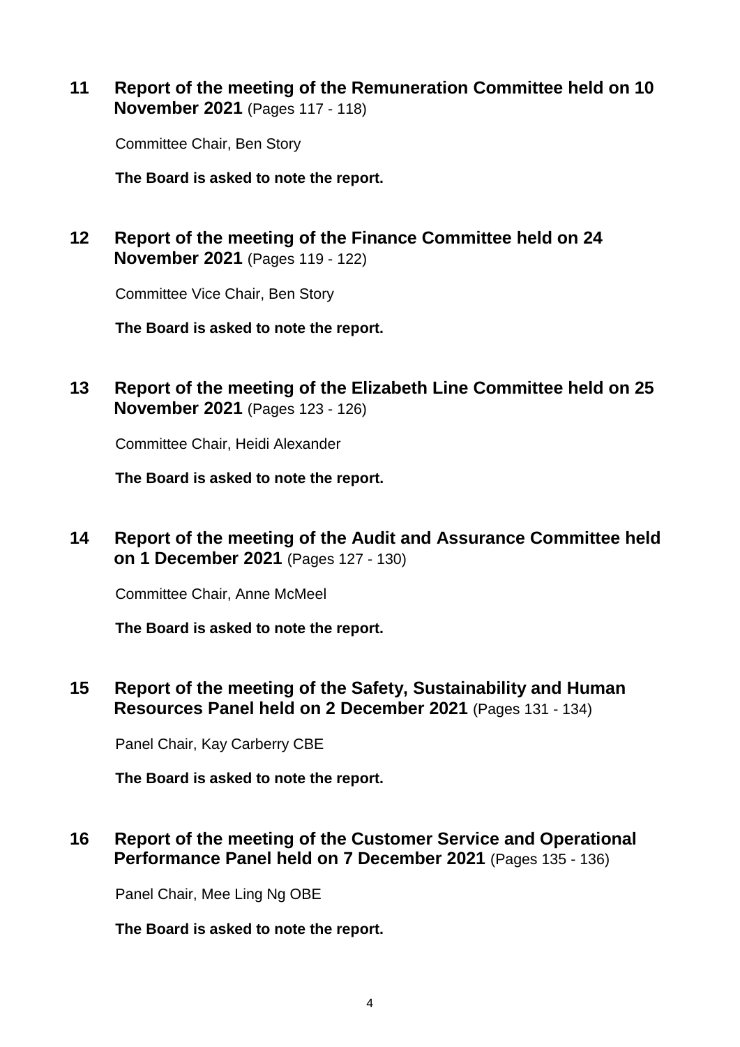**11 Report of the meeting of the Remuneration Committee held on 10 November 2021** (Pages 117 - 118)

Committee Chair, Ben Story

**The Board is asked to note the report.**

**12 Report of the meeting of the Finance Committee held on 24 November 2021** (Pages 119 - 122)

Committee Vice Chair, Ben Story

**The Board is asked to note the report.**

**13 Report of the meeting of the Elizabeth Line Committee held on 25 November 2021** (Pages 123 - 126)

Committee Chair, Heidi Alexander

**The Board is asked to note the report.**

**14 Report of the meeting of the Audit and Assurance Committee held on 1 December 2021** (Pages 127 - 130)

Committee Chair, Anne McMeel

**The Board is asked to note the report.**

**15 Report of the meeting of the Safety, Sustainability and Human Resources Panel held on 2 December 2021** (Pages 131 - 134)

Panel Chair, Kay Carberry CBE

**The Board is asked to note the report.**

**16 Report of the meeting of the Customer Service and Operational Performance Panel held on 7 December 2021** (Pages 135 - 136)

Panel Chair, Mee Ling Ng OBE

**The Board is asked to note the report.**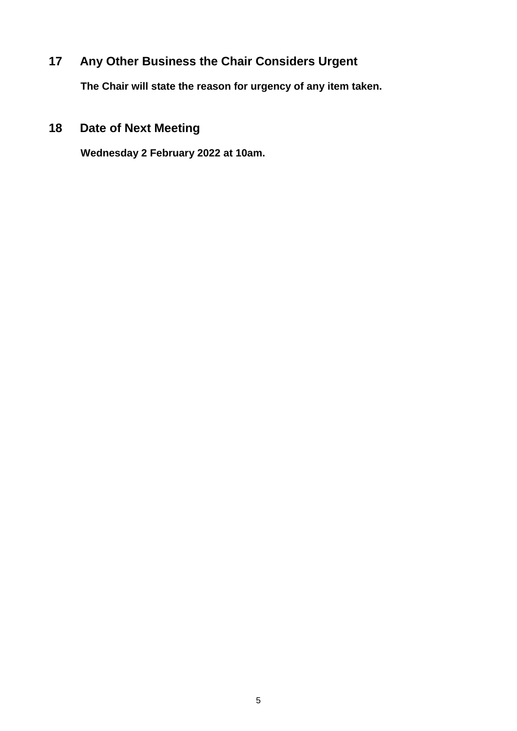## 17 Any Other Business the Chair Considers Urgent

**The Chair will state the reason for urgency of any item taken.**

## 18 Date of Next Meeting

**Wednesday 2 February 2022 at 10am.**